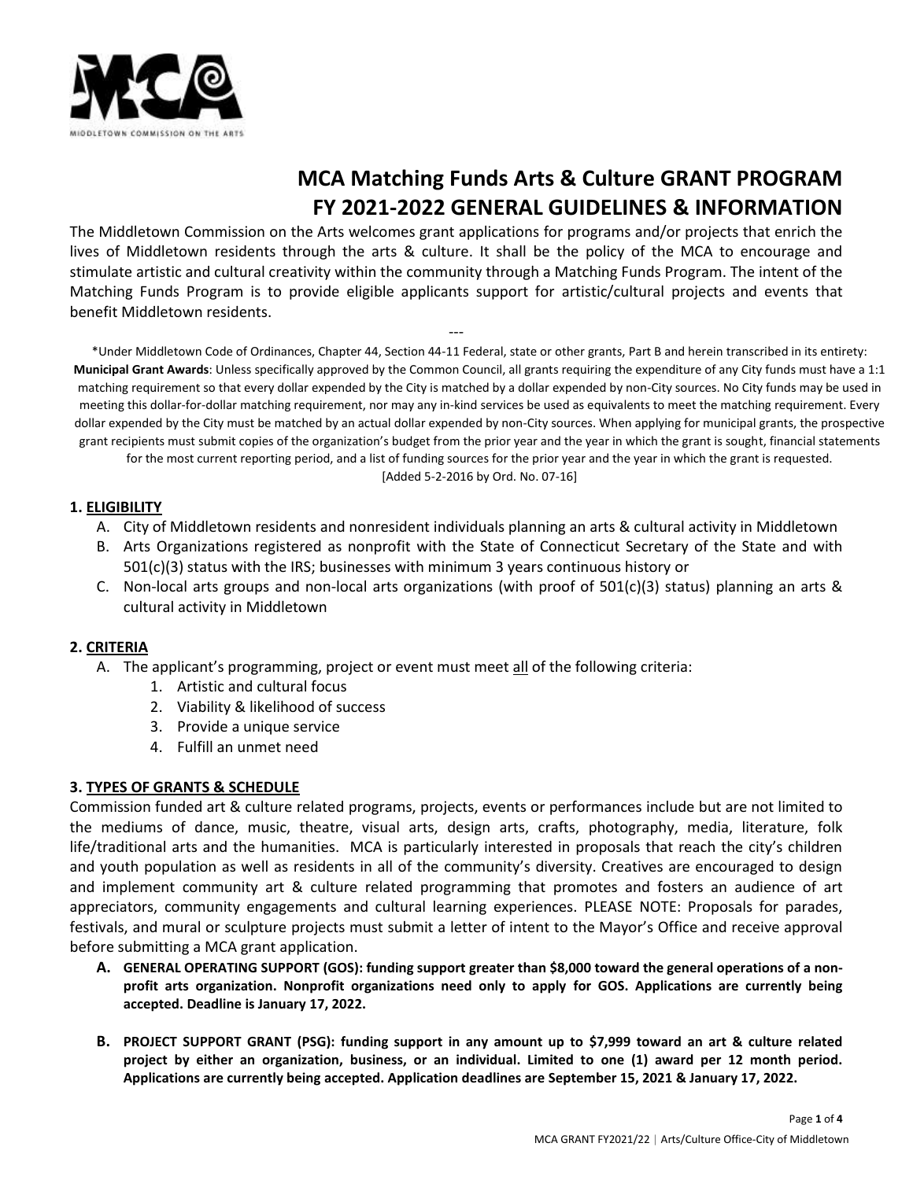MIDDLETOWN COMMISSION ON THE ARTS

# MCA Matching Funds Arts & Culture GRANT PROGRAM
# FY 2021-2022 GENERAL GUIDELINES & INFORMATION

The Middletown Commission on the Arts welcomes grant applications for programs and/or projects that enrich the lives of Middletown residents through the arts & culture. It shall be the policy of the MCA to encourage and stimulate artistic and cultural creativity within the community through a Matching Funds Program. The intent of the Matching Funds Program is to provide eligible applicants support for artistic/cultural projects and events that benefit Middletown residents.

---

*Under Middletown Code of Ordinances, Chapter 44, Section 44-11 Federal, state or other grants, Part B and herein transcribed in its entirety: **Municipal Grant Awards**: Unless specifically approved by the Common Council, all grants requiring the expenditure of any City funds must have a 1:1 matching requirement so that every dollar expended by the City is matched by a dollar expended by non-City sources. No City funds may be used in meeting this dollar-for-dollar matching requirement, nor may any in-kind services be used as equivalents to meet the matching requirement. Every dollar expended by the City must be matched by an actual dollar expended by non-City sources. When applying for municipal grants, the prospective grant recipients must submit copies of the organization's budget from the prior year and the year in which the grant is sought, financial statements for the most current reporting period, and a list of funding sources for the prior year and the year in which the grant is requested. [Added 5-2-2016 by Ord. No. 07-16]

### 1. ELIGIBILITY

A. City of Middletown residents and nonresident individuals planning an arts & cultural activity in Middletown
B. Arts Organizations registered as nonprofit with the State of Connecticut Secretary of the State and with 501(c)(3) status with the IRS; businesses with minimum 3 years continuous history or
C. Non-local arts groups and non-local arts organizations (with proof of 501(c)(3) status) planning an arts & cultural activity in Middletown

### 2. CRITERIA

A. The applicant's programming, project or event must meet all of the following criteria:
   1. Artistic and cultural focus
   2. Viability & likelihood of success
   3. Provide a unique service
   4. Fulfill an unmet need

### 3. TYPES OF GRANTS & SCHEDULE

Commission funded art & culture related programs, projects, events or performances include but are not limited to the mediums of dance, music, theatre, visual arts, design arts, crafts, photography, media, literature, folk life/traditional arts and the humanities. MCA is particularly interested in proposals that reach the city's children and youth population as well as residents in all of the community's diversity. Creatives are encouraged to design and implement community art & culture related programming that promotes and fosters an audience of art appreciators, community engagements and cultural learning experiences. PLEASE NOTE: Proposals for parades, festivals, and mural or sculpture projects must submit a letter of intent to the Mayor's Office and receive approval before submitting a MCA grant application.

**A. GENERAL OPERATING SUPPORT (GOS): funding support greater than $8,000 toward the general operations of a non-profit arts organization. Nonprofit organizations need only to apply for GOS. Applications are currently being accepted. Deadline is January 17, 2022.**

**B. PROJECT SUPPORT GRANT (PSG): funding support in any amount up to $7,999 toward an art & culture related project by either an organization, business, or an individual. Limited to one (1) award per 12 month period. Applications are currently being accepted. Application deadlines are September 15, 2021 & January 17, 2022.**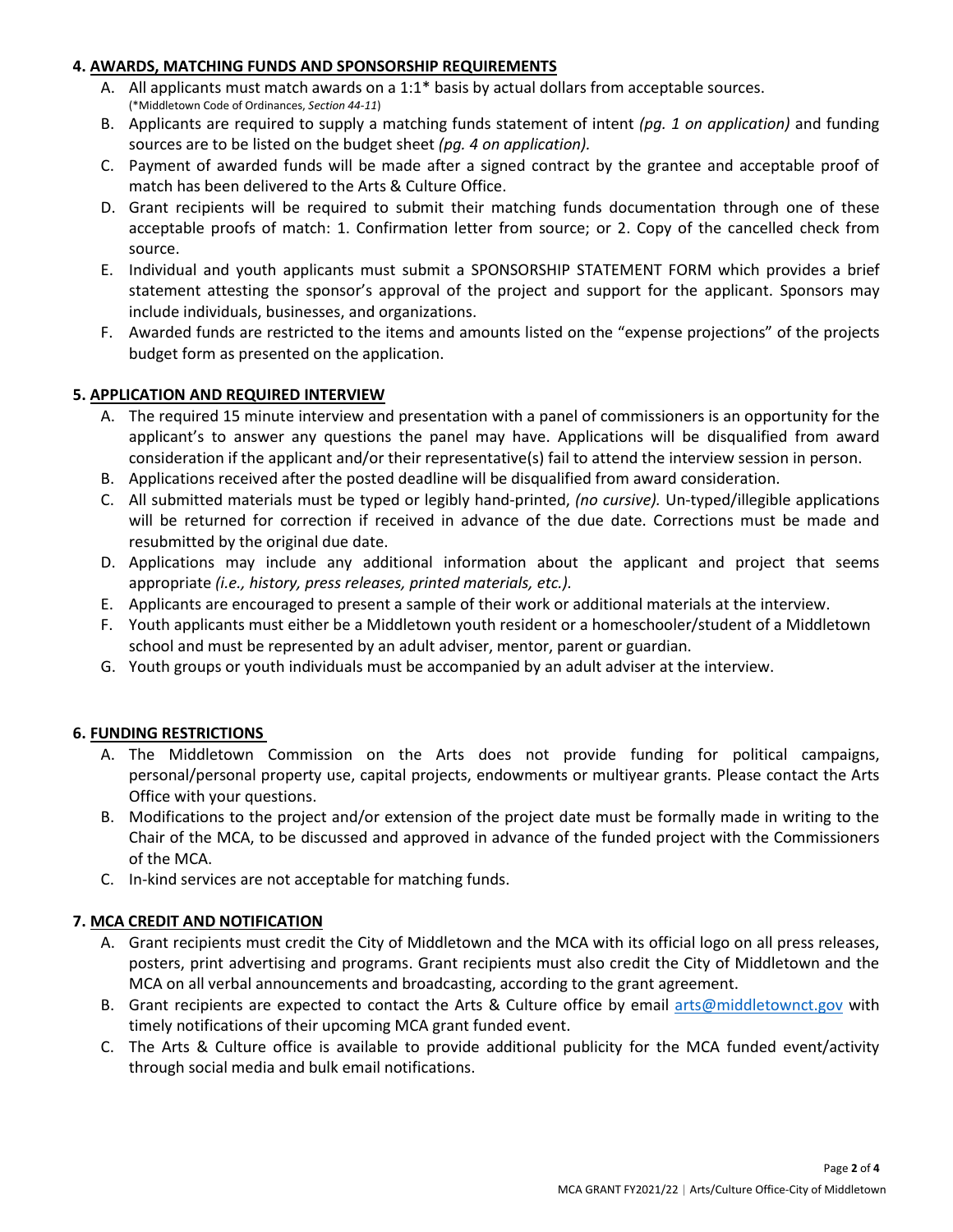## 4. AWARDS, MATCHING FUNDS AND SPONSORSHIP REQUIREMENTS

A. All applicants must match awards on a 1:1* basis by actual dollars from acceptable sources.
(*Middletown Code of Ordinances, *Section 44-11*)

B. Applicants are required to supply a matching funds statement of intent *(pg. 1 on application)* and funding sources are to be listed on the budget sheet *(pg. 4 on application).*

C. Payment of awarded funds will be made after a signed contract by the grantee and acceptable proof of match has been delivered to the Arts & Culture Office.

D. Grant recipients will be required to submit their matching funds documentation through one of these acceptable proofs of match: 1. Confirmation letter from source; or 2. Copy of the cancelled check from source.

E. Individual and youth applicants must submit a SPONSORSHIP STATEMENT FORM which provides a brief statement attesting the sponsor's approval of the project and support for the applicant. Sponsors may include individuals, businesses, and organizations.

F. Awarded funds are restricted to the items and amounts listed on the "expense projections" of the projects budget form as presented on the application.

## 5. APPLICATION AND REQUIRED INTERVIEW

A. The required 15 minute interview and presentation with a panel of commissioners is an opportunity for the applicant's to answer any questions the panel may have. Applications will be disqualified from award consideration if the applicant and/or their representative(s) fail to attend the interview session in person.

B. Applications received after the posted deadline will be disqualified from award consideration.

C. All submitted materials must be typed or legibly hand-printed, *(no cursive).* Un-typed/illegible applications will be returned for correction if received in advance of the due date. Corrections must be made and resubmitted by the original due date.

D. Applications may include any additional information about the applicant and project that seems appropriate *(i.e., history, press releases, printed materials, etc.).*

E. Applicants are encouraged to present a sample of their work or additional materials at the interview.

F. Youth applicants must either be a Middletown youth resident or a homeschooler/student of a Middletown school and must be represented by an adult adviser, mentor, parent or guardian.

G. Youth groups or youth individuals must be accompanied by an adult adviser at the interview.

## 6. FUNDING RESTRICTIONS

A. The Middletown Commission on the Arts does not provide funding for political campaigns, personal/personal property use, capital projects, endowments or multiyear grants. Please contact the Arts Office with your questions.

B. Modifications to the project and/or extension of the project date must be formally made in writing to the Chair of the MCA, to be discussed and approved in advance of the funded project with the Commissioners of the MCA.

C. In-kind services are not acceptable for matching funds.

## 7. MCA CREDIT AND NOTIFICATION

A. Grant recipients must credit the City of Middletown and the MCA with its official logo on all press releases, posters, print advertising and programs. Grant recipients must also credit the City of Middletown and the MCA on all verbal announcements and broadcasting, according to the grant agreement.

B. Grant recipients are expected to contact the Arts & Culture office by email arts@middletownct.gov with timely notifications of their upcoming MCA grant funded event.

C. The Arts & Culture office is available to provide additional publicity for the MCA funded event/activity through social media and bulk email notifications.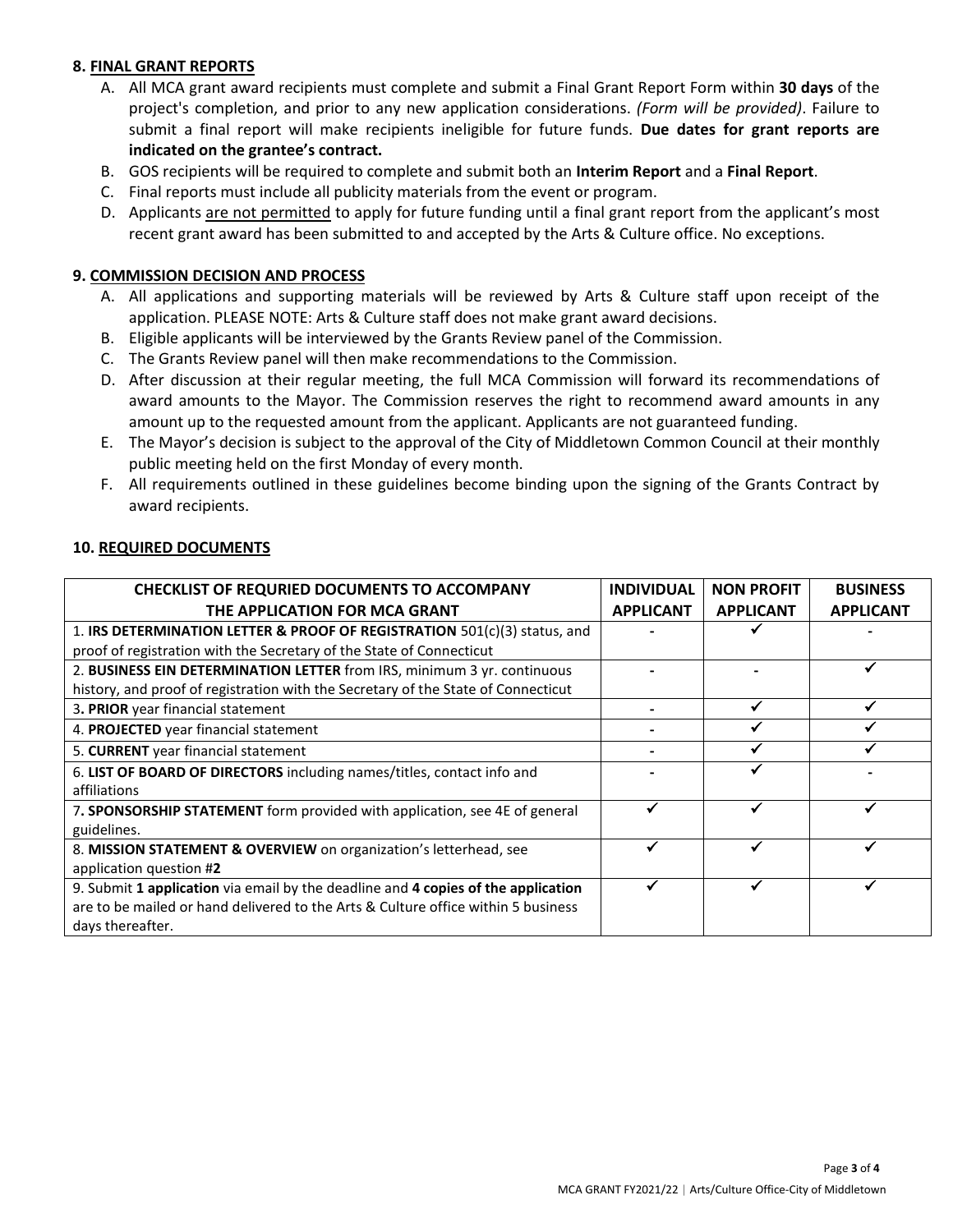## 8. FINAL GRANT REPORTS

A. All MCA grant award recipients must complete and submit a Final Grant Report Form within **30 days** of the project's completion, and prior to any new application considerations. *(Form will be provided)*. Failure to submit a final report will make recipients ineligible for future funds. **Due dates for grant reports are indicated on the grantee's contract.**

B. GOS recipients will be required to complete and submit both an **Interim Report** and a **Final Report**.

C. Final reports must include all publicity materials from the event or program.

D. Applicants <u>are not permitted</u> to apply for future funding until a final grant report from the applicant's most recent grant award has been submitted to and accepted by the Arts & Culture office. No exceptions.

## 9. COMMISSION DECISION AND PROCESS

A. All applications and supporting materials will be reviewed by Arts & Culture staff upon receipt of the application. PLEASE NOTE: Arts & Culture staff does not make grant award decisions.

B. Eligible applicants will be interviewed by the Grants Review panel of the Commission.

C. The Grants Review panel will then make recommendations to the Commission.

D. After discussion at their regular meeting, the full MCA Commission will forward its recommendations of award amounts to the Mayor. The Commission reserves the right to recommend award amounts in any amount up to the requested amount from the applicant. Applicants are not guaranteed funding.

E. The Mayor's decision is subject to the approval of the City of Middletown Common Council at their monthly public meeting held on the first Monday of every month.

F. All requirements outlined in these guidelines become binding upon the signing of the Grants Contract by award recipients.

## 10. REQUIRED DOCUMENTS

| CHECKLIST OF REQURIED DOCUMENTS TO ACCOMPANY THE APPLICATION FOR MCA GRANT | INDIVIDUAL APPLICANT | NON PROFIT APPLICANT | BUSINESS APPLICANT |
|---|---|---|---|
| 1. **IRS DETERMINATION LETTER & PROOF OF REGISTRATION** 501(c)(3) status, and proof of registration with the Secretary of the State of Connecticut | - | ✓ | - |
| 2. **BUSINESS EIN DETERMINATION LETTER** from IRS, minimum 3 yr. continuous history, and proof of registration with the Secretary of the State of Connecticut | - | - | ✓ |
| 3**. PRIOR** year financial statement | - | ✓ | ✓ |
| 4. **PROJECTED** year financial statement | - | ✓ | ✓ |
| 5. **CURRENT** year financial statement | - | ✓ | ✓ |
| 6. **LIST OF BOARD OF DIRECTORS** including names/titles, contact info and affiliations | - | ✓ | - |
| 7**. SPONSORSHIP STATEMENT** form provided with application, see 4E of general guidelines. | ✓ | ✓ | ✓ |
| 8. **MISSION STATEMENT & OVERVIEW** on organization's letterhead, see application question #**2** | ✓ | ✓ | ✓ |
| 9. Submit **1 application** via email by the deadline and **4 copies of the application** are to be mailed or hand delivered to the Arts & Culture office within 5 business days thereafter. | ✓ | ✓ | ✓ |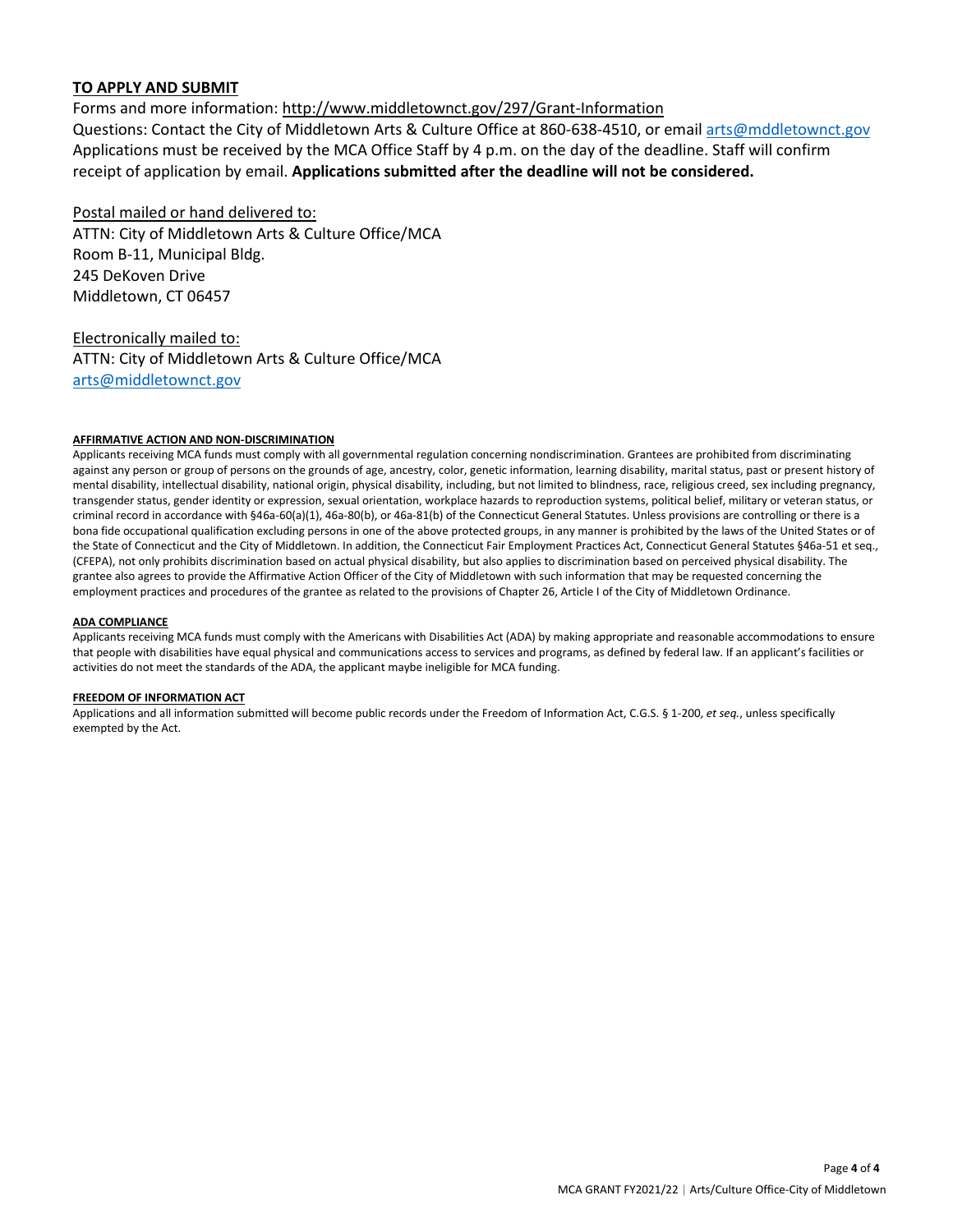## TO APPLY AND SUBMIT

Forms and more information: http://www.middletownct.gov/297/Grant-Information
Questions: Contact the City of Middletown Arts & Culture Office at 860-638-4510, or email arts@mddletownct.gov
Applications must be received by the MCA Office Staff by 4 p.m. on the day of the deadline. Staff will confirm receipt of application by email. **Applications submitted after the deadline will not be considered.**

Postal mailed or hand delivered to:
ATTN: City of Middletown Arts & Culture Office/MCA
Room B-11, Municipal Bldg.
245 DeKoven Drive
Middletown, CT 06457

Electronically mailed to:
ATTN: City of Middletown Arts & Culture Office/MCA
arts@middletownct.gov

#### AFFIRMATIVE ACTION AND NON-DISCRIMINATION

Applicants receiving MCA funds must comply with all governmental regulation concerning nondiscrimination. Grantees are prohibited from discriminating against any person or group of persons on the grounds of age, ancestry, color, genetic information, learning disability, marital status, past or present history of mental disability, intellectual disability, national origin, physical disability, including, but not limited to blindness, race, religious creed, sex including pregnancy, transgender status, gender identity or expression, sexual orientation, workplace hazards to reproduction systems, political belief, military or veteran status, or criminal record in accordance with §46a-60(a)(1), 46a-80(b), or 46a-81(b) of the Connecticut General Statutes. Unless provisions are controlling or there is a bona fide occupational qualification excluding persons in one of the above protected groups, in any manner is prohibited by the laws of the United States or of the State of Connecticut and the City of Middletown. In addition, the Connecticut Fair Employment Practices Act, Connecticut General Statutes §46a-51 et seq., (CFEPA), not only prohibits discrimination based on actual physical disability, but also applies to discrimination based on perceived physical disability. The grantee also agrees to provide the Affirmative Action Officer of the City of Middletown with such information that may be requested concerning the employment practices and procedures of the grantee as related to the provisions of Chapter 26, Article I of the City of Middletown Ordinance.

#### ADA COMPLIANCE

Applicants receiving MCA funds must comply with the Americans with Disabilities Act (ADA) by making appropriate and reasonable accommodations to ensure that people with disabilities have equal physical and communications access to services and programs, as defined by federal law. If an applicant's facilities or activities do not meet the standards of the ADA, the applicant maybe ineligible for MCA funding.

#### FREEDOM OF INFORMATION ACT

Applications and all information submitted will become public records under the Freedom of Information Act, C.G.S. § 1-200, *et seq.*, unless specifically exempted by the Act.